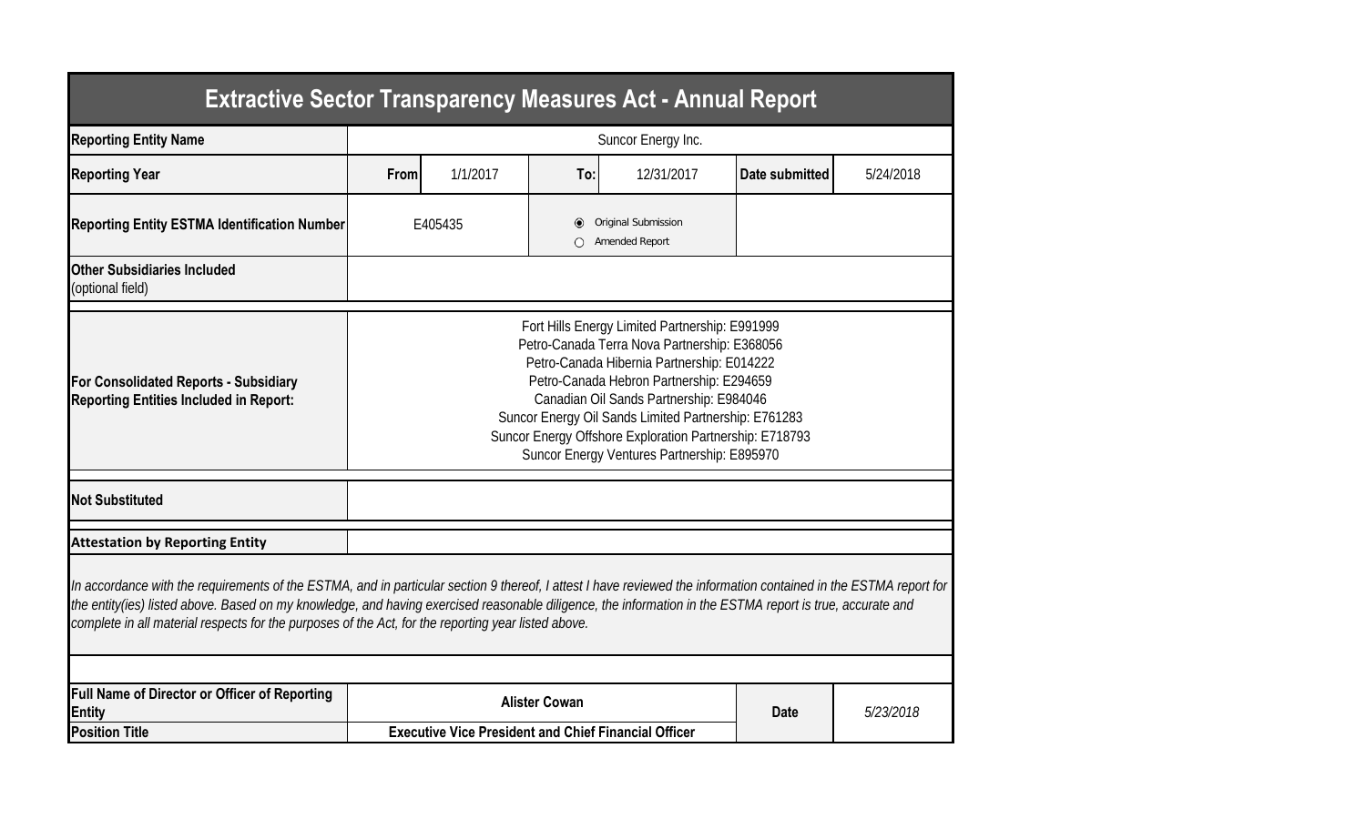# Extractive Sector Transparency Measures Act - Annual Report

| | | | | | | |
|---|---|---|---|---|---|---|
| **Reporting Entity Name** | Suncor Energy Inc. | | | | | |
| **Reporting Year** | **From** | 1/1/2017 | **To:** | 12/31/2017 | **Date submitted** | 5/24/2018 |
| **Reporting Entity ESTMA Identification Number** | E405435 | | ◉ Original Submission<br>○ Amended Report | | | |
| **Other Subsidiaries Included** (optional field) | | | | | | |
| **For Consolidated Reports - Subsidiary Reporting Entities Included in Report:** | Fort Hills Energy Limited Partnership: E991999<br>Petro-Canada Terra Nova Partnership: E368056<br>Petro-Canada Hibernia Partnership: E014222<br>Petro-Canada Hebron Partnership: E294659<br>Canadian Oil Sands Partnership: E984046<br>Suncor Energy Oil Sands Limited Partnership: E761283<br>Suncor Energy Offshore Exploration Partnership: E718793<br>Suncor Energy Ventures Partnership: E895970 | | | | | |
| **Not Substituted** | | | | | | |
| **Attestation by Reporting Entity** | | | | | | |

*In accordance with the requirements of the ESTMA, and in particular section 9 thereof, I attest I have reviewed the information contained in the ESTMA report for the entity(ies) listed above. Based on my knowledge, and having exercised reasonable diligence, the information in the ESTMA report is true, accurate and complete in all material respects for the purposes of the Act, for the reporting year listed above.*

| | | | |
|---|---|---|---|
| **Full Name of Director or Officer of Reporting Entity** | **Alister Cowan** | **Date** | *5/23/2018* |
| **Position Title** | **Executive Vice President and Chief Financial Officer** | | |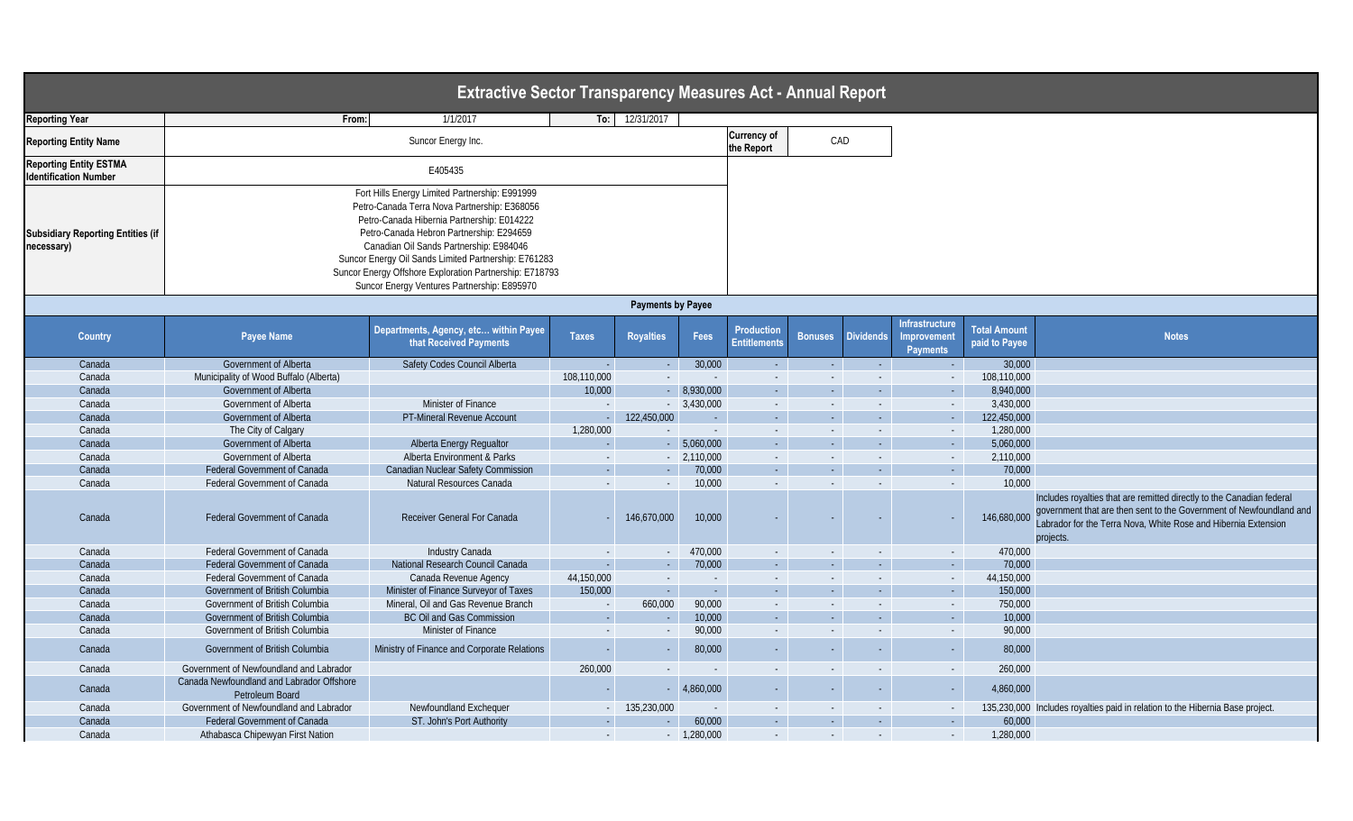# Extractive Sector Transparency Measures Act - Annual Report

| | | | | |
|---|---|---|---|---|
| **Reporting Year** | From: 1/1/2017 | To: 12/31/2017 | | |
| **Reporting Entity Name** | Suncor Energy Inc. | | **Currency of the Report** | CAD |
| **Reporting Entity ESTMA Identification Number** | E405435 | | | |
| **Subsidiary Reporting Entities (if necessary)** | Fort Hills Energy Limited Partnership: E991999<br>Petro-Canada Terra Nova Partnership: E368056<br>Petro-Canada Hibernia Partnership: E014222<br>Petro-Canada Hebron Partnership: E294659<br>Canadian Oil Sands Partnership: E984046<br>Suncor Energy Oil Sands Limited Partnership: E761283<br>Suncor Energy Offshore Exploration Partnership: E718793<br>Suncor Energy Ventures Partnership: E895970 | | | |

## Payments by Payee

| Country | Payee Name | Departments, Agency, etc... within Payee that Received Payments | Taxes | Royalties | Fees | Production Entitlements | Bonuses | Dividends | Infrastructure Improvement Payments | Total Amount paid to Payee | Notes |
|---|---|---|---|---|---|---|---|---|---|---|---|
| Canada | Government of Alberta | Safety Codes Council Alberta | - | - | 30,000 | - | - | - | - | 30,000 | |
| Canada | Municipality of Wood Buffalo (Alberta) | | 108,110,000 | - | - | - | - | - | - | 108,110,000 | |
| Canada | Government of Alberta | | 10,000 | - | 8,930,000 | - | - | - | - | 8,940,000 | |
| Canada | Government of Alberta | Minister of Finance | - | - | 3,430,000 | - | - | - | - | 3,430,000 | |
| Canada | Government of Alberta | PT-Mineral Revenue Account | - | 122,450,000 | - | - | - | - | - | 122,450,000 | |
| Canada | The City of Calgary | | 1,280,000 | - | - | - | - | - | - | 1,280,000 | |
| Canada | Government of Alberta | Alberta Energy Regualtor | - | - | 5,060,000 | - | - | - | - | 5,060,000 | |
| Canada | Government of Alberta | Alberta Environment & Parks | - | - | 2,110,000 | - | - | - | - | 2,110,000 | |
| Canada | Federal Government of Canada | Canadian Nuclear Safety Commission | - | - | 70,000 | - | - | - | - | 70,000 | |
| Canada | Federal Government of Canada | Natural Resources Canada | - | - | 10,000 | - | - | - | - | 10,000 | |
| Canada | Federal Government of Canada | Receiver General For Canada | - | 146,670,000 | 10,000 | - | - | - | - | 146,680,000 | Includes royalties that are remitted directly to the Canadian federal government that are then sent to the Government of Newfoundland and Labrador for the Terra Nova, White Rose and Hibernia Extension projects. |
| Canada | Federal Government of Canada | Industry Canada | - | - | 470,000 | - | - | - | - | 470,000 | |
| Canada | Federal Government of Canada | National Research Council Canada | - | - | 70,000 | - | - | - | - | 70,000 | |
| Canada | Federal Government of Canada | Canada Revenue Agency | 44,150,000 | - | - | - | - | - | - | 44,150,000 | |
| Canada | Government of British Columbia | Minister of Finance Surveyor of Taxes | 150,000 | - | - | - | - | - | - | 150,000 | |
| Canada | Government of British Columbia | Mineral, Oil and Gas Revenue Branch | - | 660,000 | 90,000 | - | - | - | - | 750,000 | |
| Canada | Government of British Columbia | BC Oil and Gas Commission | - | - | 10,000 | - | - | - | - | 10,000 | |
| Canada | Government of British Columbia | Minister of Finance | - | - | 90,000 | - | - | - | - | 90,000 | |
| Canada | Government of British Columbia | Ministry of Finance and Corporate Relations | - | - | 80,000 | - | - | - | - | 80,000 | |
| Canada | Government of Newfoundland and Labrador | | 260,000 | - | - | - | - | - | - | 260,000 | |
| Canada | Canada Newfoundland and Labrador Offshore Petroleum Board | | - | - | 4,860,000 | - | - | - | - | 4,860,000 | |
| Canada | Government of Newfoundland and Labrador | Newfoundland Exchequer | - | 135,230,000 | - | - | - | - | - | 135,230,000 | Includes royalties paid in relation to the Hibernia Base project. |
| Canada | Federal Government of Canada | ST. John's Port Authority | - | - | 60,000 | - | - | - | - | 60,000 | |
| Canada | Athabasca Chipewyan First Nation | | - | - | 1,280,000 | - | - | - | - | 1,280,000 | |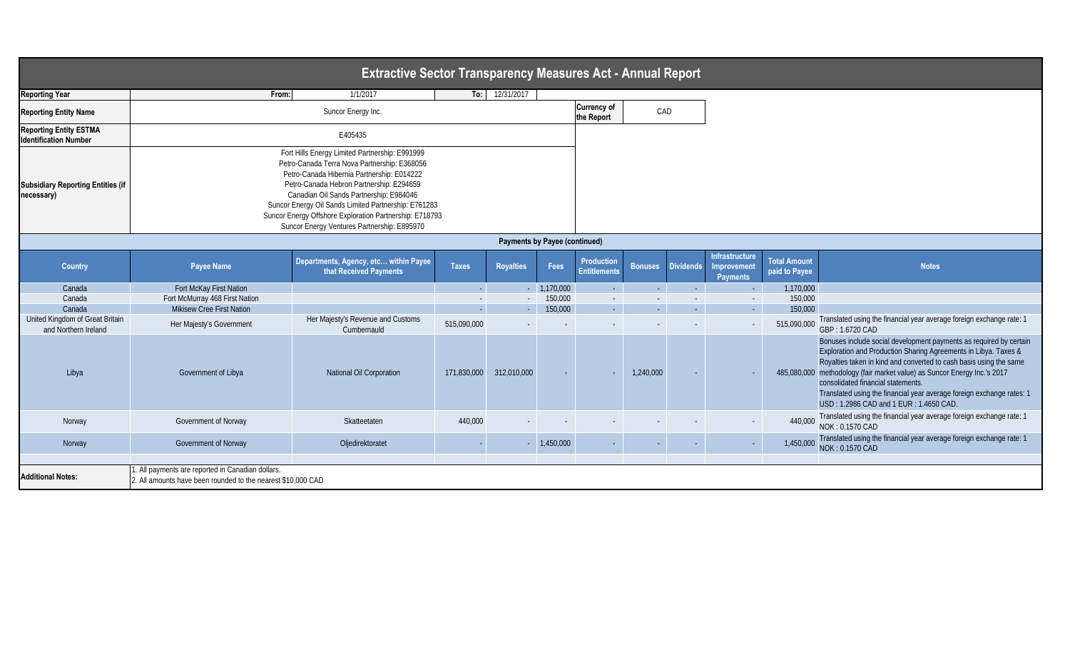# Extractive Sector Transparency Measures Act - Annual Report

| | | | | |
|---|---|---|---|---|
| **Reporting Year** | From: 1/1/2017 | To: 12/31/2017 | | |
| **Reporting Entity Name** | Suncor Energy Inc. | | **Currency of the Report** | CAD |
| **Reporting Entity ESTMA Identification Number** | E405435 | | | |
| **Subsidiary Reporting Entities (if necessary)** | Fort Hills Energy Limited Partnership: E991999<br>Petro-Canada Terra Nova Partnership: E368056<br>Petro-Canada Hibernia Partnership: E014222<br>Petro-Canada Hebron Partnership: E294659<br>Canadian Oil Sands Partnership: E984046<br>Suncor Energy Oil Sands Limited Partnership: E761283<br>Suncor Energy Offshore Exploration Partnership: E718793<br>Suncor Energy Ventures Partnership: E895970 | | | |

## Payments by Payee (continued)

| Country | Payee Name | Departments, Agency, etc... within Payee that Received Payments | Taxes | Royalties | Fees | Production Entitlements | Bonuses | Dividends | Infrastructure Improvement Payments | Total Amount paid to Payee | Notes |
|---|---|---|---|---|---|---|---|---|---|---|---|
| Canada | Fort McKay First Nation | | - | - | 1,170,000 | - | - | - | - | 1,170,000 | |
| Canada | Fort McMurray 468 First Nation | | - | - | 150,000 | - | - | - | - | 150,000 | |
| Canada | Mikisew Cree First Nation | | - | - | 150,000 | - | - | - | - | 150,000 | |
| United Kingdom of Great Britain and Northern Ireland | Her Majesty's Government | Her Majesty's Revenue and Customs Cumbernauld | 515,090,000 | - | - | - | - | - | - | 515,090,000 | Translated using the financial year average foreign exchange rate: 1 GBP : 1.6720 CAD |
| Libya | Government of Libya | National Oil Corporation | 171,830,000 | 312,010,000 | - | - | 1,240,000 | - | - | 485,080,000 | Bonuses include social development payments as required by certain Exploration and Production Sharing Agreements in Libya. Taxes & Royalties taken in kind and converted to cash basis using the same methodology (fair market value) as Suncor Energy Inc.'s 2017 consolidated financial statements.<br>Translated using the financial year average foreign exchange rates: 1 USD : 1.2986 CAD and 1 EUR : 1.4650 CAD. |
| Norway | Government of Norway | Skatteetaten | 440,000 | - | - | - | - | - | - | 440,000 | Translated using the financial year average foreign exchange rate: 1 NOK : 0.1570 CAD |
| Norway | Government of Norway | Oljedirektoratet | - | - | 1,450,000 | - | - | - | - | 1,450,000 | Translated using the financial year average foreign exchange rate: 1 NOK : 0.1570 CAD |

**Additional Notes:**
1. All payments are reported in Canadian dollars.
2. All amounts have been rounded to the nearest $10,000 CAD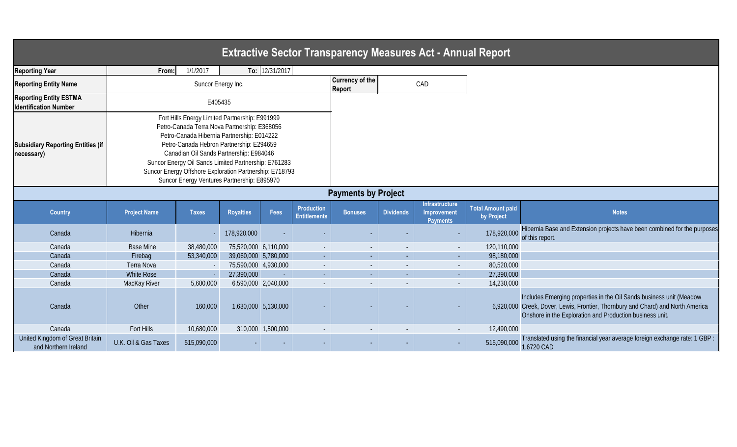# Extractive Sector Transparency Measures Act - Annual Report

| | | | | |
|---|---|---|---|---|
| **Reporting Year** | **From:** 1/1/2017 | **To:** 12/31/2017 | | |
| **Reporting Entity Name** | Suncor Energy Inc. | | **Currency of the Report** | CAD |
| **Reporting Entity ESTMA Identification Number** | E405435 | | | |
| **Subsidiary Reporting Entities (if necessary)** | Fort Hills Energy Limited Partnership: E991999<br>Petro-Canada Terra Nova Partnership: E368056<br>Petro-Canada Hibernia Partnership: E014222<br>Petro-Canada Hebron Partnership: E294659<br>Canadian Oil Sands Partnership: E984046<br>Suncor Energy Oil Sands Limited Partnership: E761283<br>Suncor Energy Offshore Exploration Partnership: E718793<br>Suncor Energy Ventures Partnership: E895970 | | | |

## Payments by Project

| Country | Project Name | Taxes | Royalties | Fees | Production Entitlements | Bonuses | Dividends | Infrastructure Improvement Payments | Total Amount paid by Project | Notes |
|---|---|---|---|---|---|---|---|---|---|---|
| Canada | Hibernia | - | 178,920,000 | - | - | - | - | - | 178,920,000 | Hibernia Base and Extension projects have been combined for the purposes of this report. |
| Canada | Base Mine | 38,480,000 | 75,520,000 | 6,110,000 | - | - | - | - | 120,110,000 | |
| Canada | Firebag | 53,340,000 | 39,060,000 | 5,780,000 | - | - | - | - | 98,180,000 | |
| Canada | Terra Nova | - | 75,590,000 | 4,930,000 | - | - | - | - | 80,520,000 | |
| Canada | White Rose | - | 27,390,000 | - | - | - | - | - | 27,390,000 | |
| Canada | MacKay River | 5,600,000 | 6,590,000 | 2,040,000 | - | - | - | - | 14,230,000 | |
| Canada | Other | 160,000 | 1,630,000 | 5,130,000 | - | - | - | - | 6,920,000 | Includes Emerging properties in the Oil Sands business unit (Meadow Creek, Dover, Lewis, Frontier, Thornbury and Chard) and North America Onshore in the Exploration and Production business unit. |
| Canada | Fort Hills | 10,680,000 | 310,000 | 1,500,000 | - | - | - | - | 12,490,000 | |
| United Kingdom of Great Britain and Northern Ireland | U.K. Oil & Gas Taxes | 515,090,000 | - | - | - | - | - | - | 515,090,000 | Translated using the financial year average foreign exchange rate: 1 GBP : 1.6720 CAD |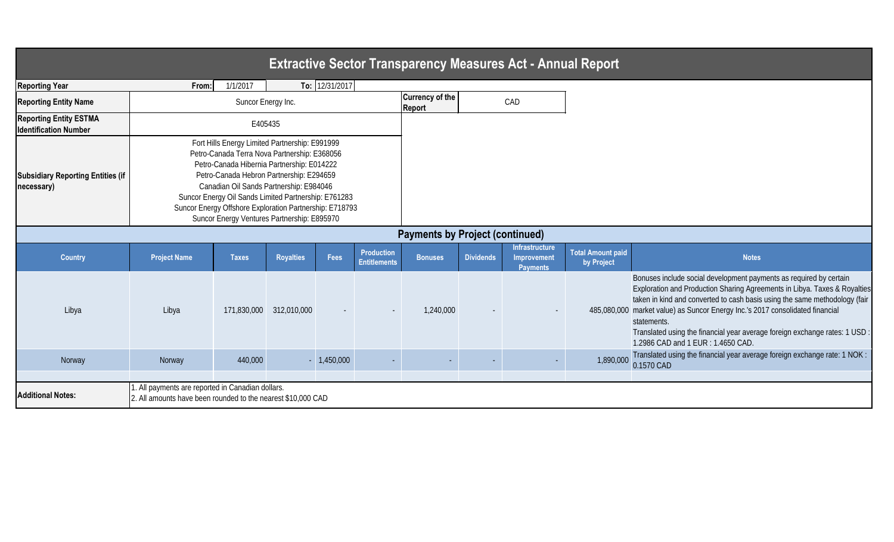# Extractive Sector Transparency Measures Act - Annual Report

| | | | |
|---|---|---|---|
| **Reporting Year** | From: 1/1/2017 | To: 12/31/2017 | |
| **Reporting Entity Name** | Suncor Energy Inc. | **Currency of the Report** | CAD |
| **Reporting Entity ESTMA Identification Number** | E405435 | | |
| **Subsidiary Reporting Entities (if necessary)** | Fort Hills Energy Limited Partnership: E991999<br>Petro-Canada Terra Nova Partnership: E368056<br>Petro-Canada Hibernia Partnership: E014222<br>Petro-Canada Hebron Partnership: E294659<br>Canadian Oil Sands Partnership: E984046<br>Suncor Energy Oil Sands Limited Partnership: E761283<br>Suncor Energy Offshore Exploration Partnership: E718793<br>Suncor Energy Ventures Partnership: E895970 | | |

## Payments by Project (continued)

| Country | Project Name | Taxes | Royalties | Fees | Production Entitlements | Bonuses | Dividends | Infrastructure Improvement Payments | Total Amount paid by Project | Notes |
|---|---|---|---|---|---|---|---|---|---|---|
| Libya | Libya | 171,830,000 | 312,010,000 | - | - | 1,240,000 | - | - | 485,080,000 | Bonuses include social development payments as required by certain Exploration and Production Sharing Agreements in Libya. Taxes & Royalties taken in kind and converted to cash basis using the same methodology (fair market value) as Suncor Energy Inc.'s 2017 consolidated financial statements.<br>Translated using the financial year average foreign exchange rates: 1 USD : 1.2986 CAD and 1 EUR : 1.4650 CAD. |
| Norway | Norway | 440,000 | - | 1,450,000 | - | - | - | - | 1,890,000 | Translated using the financial year average foreign exchange rate: 1 NOK : 0.1570 CAD |

**Additional Notes:**

1. All payments are reported in Canadian dollars.
2. All amounts have been rounded to the nearest $10,000 CAD